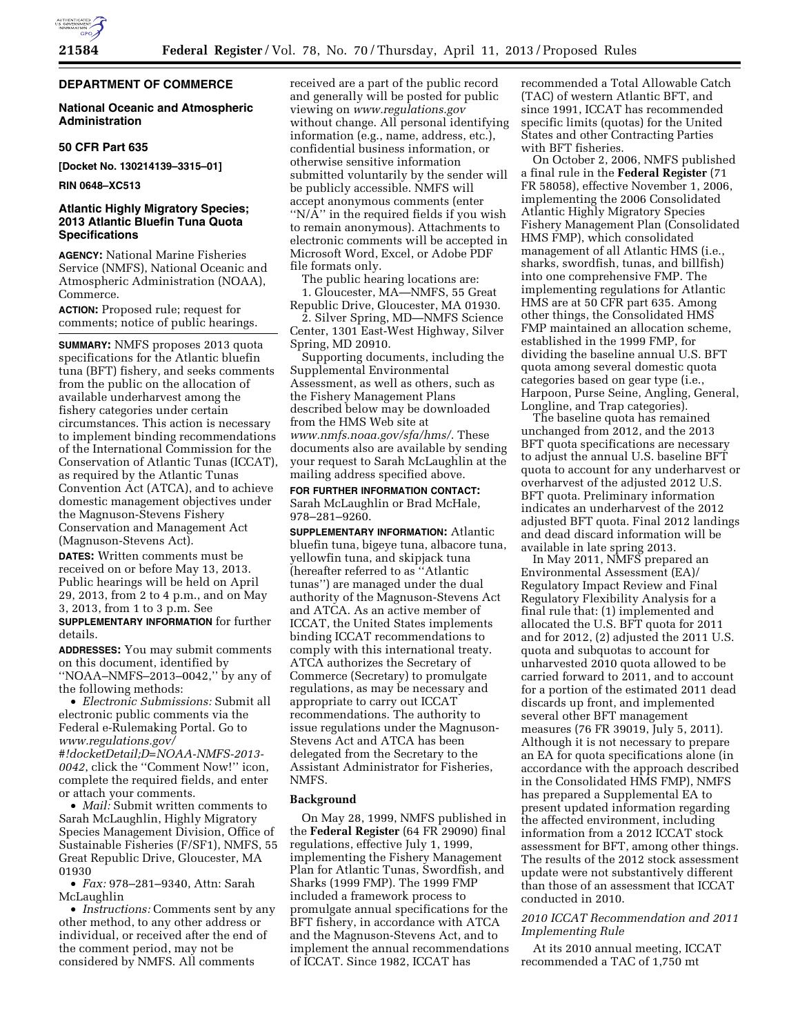## DEPARTMENT OF COMMERCE

### National Oceanic and Atmospheric Administration

### 50 CFR Part 635

**[Docket No. 130214139–3315–01]**

**RIN 0648–XC513**

### Atlantic Highly Migratory Species; 2013 Atlantic Bluefin Tuna Quota Specifications

**AGENCY:** National Marine Fisheries Service (NMFS), National Oceanic and Atmospheric Administration (NOAA), Commerce.

**ACTION:** Proposed rule; request for comments; notice of public hearings.

**SUMMARY:** NMFS proposes 2013 quota specifications for the Atlantic bluefin tuna (BFT) fishery, and seeks comments from the public on the allocation of available underharvest among the fishery categories under certain circumstances. This action is necessary to implement binding recommendations of the International Commission for the Conservation of Atlantic Tunas (ICCAT), as required by the Atlantic Tunas Convention Act (ATCA), and to achieve domestic management objectives under the Magnuson-Stevens Fishery Conservation and Management Act (Magnuson-Stevens Act).

**DATES:** Written comments must be received on or before May 13, 2013. Public hearings will be held on April 29, 2013, from 2 to 4 p.m., and on May 3, 2013, from 1 to 3 p.m. See **SUPPLEMENTARY INFORMATION** for further details.

**ADDRESSES:** You may submit comments on this document, identified by "NOAA–NMFS–2013–0042," by any of the following methods:

- *Electronic Submissions:* Submit all electronic public comments via the Federal e-Rulemaking Portal. Go to *www.regulations.gov/#!docketDetail;D=NOAA-NMFS-2013-0042*, click the "Comment Now!" icon, complete the required fields, and enter or attach your comments.
- *Mail:* Submit written comments to Sarah McLaughlin, Highly Migratory Species Management Division, Office of Sustainable Fisheries (F/SF1), NMFS, 55 Great Republic Drive, Gloucester, MA 01930
- *Fax:* 978–281–9340, Attn: Sarah McLaughlin
- *Instructions:* Comments sent by any other method, to any other address or individual, or received after the end of the comment period, may not be considered by NMFS. All comments received are a part of the public record and generally will be posted for public viewing on *www.regulations.gov* without change. All personal identifying information (e.g., name, address, etc.), confidential business information, or otherwise sensitive information submitted voluntarily by the sender will be publicly accessible. NMFS will accept anonymous comments (enter "N/A" in the required fields if you wish to remain anonymous). Attachments to electronic comments will be accepted in Microsoft Word, Excel, or Adobe PDF file formats only.

The public hearing locations are:

1. Gloucester, MA—NMFS, 55 Great Republic Drive, Gloucester, MA 01930.
2. Silver Spring, MD—NMFS Science Center, 1301 East-West Highway, Silver Spring, MD 20910.

Supporting documents, including the Supplemental Environmental Assessment, as well as others, such as the Fishery Management Plans described below may be downloaded from the HMS Web site at *www.nmfs.noaa.gov/sfa/hms/*. These documents also are available by sending your request to Sarah McLaughlin at the mailing address specified above.

**FOR FURTHER INFORMATION CONTACT:** Sarah McLaughlin or Brad McHale, 978–281–9260.

**SUPPLEMENTARY INFORMATION:** Atlantic bluefin tuna, bigeye tuna, albacore tuna, yellowfin tuna, and skipjack tuna (hereafter referred to as "Atlantic tunas") are managed under the dual authority of the Magnuson-Stevens Act and ATCA. As an active member of ICCAT, the United States implements binding ICCAT recommendations to comply with this international treaty. ATCA authorizes the Secretary of Commerce (Secretary) to promulgate regulations, as may be necessary and appropriate to carry out ICCAT recommendations. The authority to issue regulations under the Magnuson-Stevens Act and ATCA has been delegated from the Secretary to the Assistant Administrator for Fisheries, NMFS.

#### Background

On May 28, 1999, NMFS published in the **Federal Register** (64 FR 29090) final regulations, effective July 1, 1999, implementing the Fishery Management Plan for Atlantic Tunas, Swordfish, and Sharks (1999 FMP). The 1999 FMP included a framework process to promulgate annual specifications for the BFT fishery, in accordance with ATCA and the Magnuson-Stevens Act, and to implement the annual recommendations of ICCAT. Since 1982, ICCAT has recommended a Total Allowable Catch (TAC) of western Atlantic BFT, and since 1991, ICCAT has recommended specific limits (quotas) for the United States and other Contracting Parties with BFT fisheries.

On October 2, 2006, NMFS published a final rule in the **Federal Register** (71 FR 58058), effective November 1, 2006, implementing the 2006 Consolidated Atlantic Highly Migratory Species Fishery Management Plan (Consolidated HMS FMP), which consolidated management of all Atlantic HMS (i.e., sharks, swordfish, tunas, and billfish) into one comprehensive FMP. The implementing regulations for Atlantic HMS are at 50 CFR part 635. Among other things, the Consolidated HMS FMP maintained an allocation scheme, established in the 1999 FMP, for dividing the baseline annual U.S. BFT quota among several domestic quota categories based on gear type (i.e., Harpoon, Purse Seine, Angling, General, Longline, and Trap categories).

The baseline quota has remained unchanged from 2012, and the 2013 BFT quota specifications are necessary to adjust the annual U.S. baseline BFT quota to account for any underharvest or overharvest of the adjusted 2012 U.S. BFT quota. Preliminary information indicates an underharvest of the 2012 adjusted BFT quota. Final 2012 landings and dead discard information will be available in late spring 2013.

In May 2011, NMFS prepared an Environmental Assessment (EA)/Regulatory Impact Review and Final Regulatory Flexibility Analysis for a final rule that: (1) implemented and allocated the U.S. BFT quota for 2011 and for 2012, (2) adjusted the 2011 U.S. quota and subquotas to account for unharvested 2010 quota allowed to be carried forward to 2011, and to account for a portion of the estimated 2011 dead discards up front, and implemented several other BFT management measures (76 FR 39019, July 5, 2011). Although it is not necessary to prepare an EA for quota specifications alone (in accordance with the approach described in the Consolidated HMS FMP), NMFS has prepared a Supplemental EA to present updated information regarding the affected environment, including information from a 2012 ICCAT stock assessment for BFT, among other things. The results of the 2012 stock assessment update were not substantively different than those of an assessment that ICCAT conducted in 2010.

#### *2010 ICCAT Recommendation and 2011 Implementing Rule*

At its 2010 annual meeting, ICCAT recommended a TAC of 1,750 mt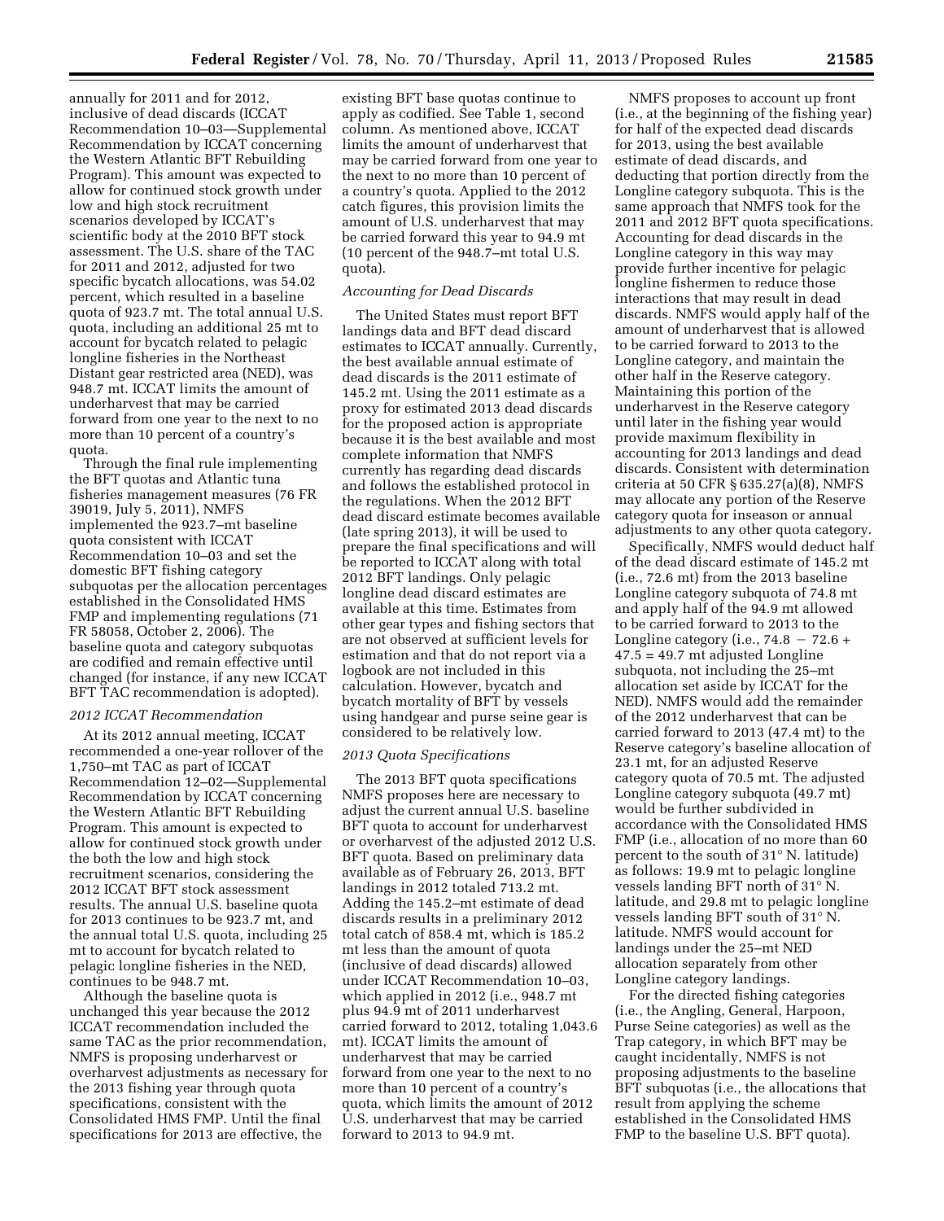annually for 2011 and for 2012, inclusive of dead discards (ICCAT Recommendation 10–03—Supplemental Recommendation by ICCAT concerning the Western Atlantic BFT Rebuilding Program). This amount was expected to allow for continued stock growth under low and high stock recruitment scenarios developed by ICCAT's scientific body at the 2010 BFT stock assessment. The U.S. share of the TAC for 2011 and 2012, adjusted for two specific bycatch allocations, was 54.02 percent, which resulted in a baseline quota of 923.7 mt. The total annual U.S. quota, including an additional 25 mt to account for bycatch related to pelagic longline fisheries in the Northeast Distant gear restricted area (NED), was 948.7 mt. ICCAT limits the amount of underharvest that may be carried forward from one year to the next to no more than 10 percent of a country's quota.

Through the final rule implementing the BFT quotas and Atlantic tuna fisheries management measures (76 FR 39019, July 5, 2011), NMFS implemented the 923.7–mt baseline quota consistent with ICCAT Recommendation 10–03 and set the domestic BFT fishing category subquotas per the allocation percentages established in the Consolidated HMS FMP and implementing regulations (71 FR 58058, October 2, 2006). The baseline quota and category subquotas are codified and remain effective until changed (for instance, if any new ICCAT BFT TAC recommendation is adopted).

*2012 ICCAT Recommendation*

At its 2012 annual meeting, ICCAT recommended a one-year rollover of the 1,750–mt TAC as part of ICCAT Recommendation 12–02—Supplemental Recommendation by ICCAT concerning the Western Atlantic BFT Rebuilding Program. This amount is expected to allow for continued stock growth under the both the low and high stock recruitment scenarios, considering the 2012 ICCAT BFT stock assessment results. The annual U.S. baseline quota for 2013 continues to be 923.7 mt, and the annual total U.S. quota, including 25 mt to account for bycatch related to pelagic longline fisheries in the NED, continues to be 948.7 mt.

Although the baseline quota is unchanged this year because the 2012 ICCAT recommendation included the same TAC as the prior recommendation, NMFS is proposing underharvest or overharvest adjustments as necessary for the 2013 fishing year through quota specifications, consistent with the Consolidated HMS FMP. Until the final specifications for 2013 are effective, the existing BFT base quotas continue to apply as codified. See Table 1, second column. As mentioned above, ICCAT limits the amount of underharvest that may be carried forward from one year to the next to no more than 10 percent of a country's quota. Applied to the 2012 catch figures, this provision limits the amount of U.S. underharvest that may be carried forward this year to 94.9 mt (10 percent of the 948.7–mt total U.S. quota).

*Accounting for Dead Discards*

The United States must report BFT landings data and BFT dead discard estimates to ICCAT annually. Currently, the best available annual estimate of dead discards is the 2011 estimate of 145.2 mt. Using the 2011 estimate as a proxy for estimated 2013 dead discards for the proposed action is appropriate because it is the best available and most complete information that NMFS currently has regarding dead discards and follows the established protocol in the regulations. When the 2012 BFT dead discard estimate becomes available (late spring 2013), it will be used to prepare the final specifications and will be reported to ICCAT along with total 2012 BFT landings. Only pelagic longline dead discard estimates are available at this time. Estimates from other gear types and fishing sectors that are not observed at sufficient levels for estimation and that do not report via a logbook are not included in this calculation. However, bycatch and bycatch mortality of BFT by vessels using handgear and purse seine gear is considered to be relatively low.

*2013 Quota Specifications*

The 2013 BFT quota specifications NMFS proposes here are necessary to adjust the current annual U.S. baseline BFT quota to account for underharvest or overharvest of the adjusted 2012 U.S. BFT quota. Based on preliminary data available as of February 26, 2013, BFT landings in 2012 totaled 713.2 mt. Adding the 145.2–mt estimate of dead discards results in a preliminary 2012 total catch of 858.4 mt, which is 185.2 mt less than the amount of quota (inclusive of dead discards) allowed under ICCAT Recommendation 10–03, which applied in 2012 (i.e., 948.7 mt plus 94.9 mt of 2011 underharvest carried forward to 2012, totaling 1,043.6 mt). ICCAT limits the amount of underharvest that may be carried forward from one year to the next to no more than 10 percent of a country's quota, which limits the amount of 2012 U.S. underharvest that may be carried forward to 2013 to 94.9 mt.

NMFS proposes to account up front (i.e., at the beginning of the fishing year) for half of the expected dead discards for 2013, using the best available estimate of dead discards, and deducting that portion directly from the Longline category subquota. This is the same approach that NMFS took for the 2011 and 2012 BFT quota specifications. Accounting for dead discards in the Longline category in this way may provide further incentive for pelagic longline fishermen to reduce those interactions that may result in dead discards. NMFS would apply half of the amount of underharvest that is allowed to be carried forward to 2013 to the Longline category, and maintain the other half in the Reserve category. Maintaining this portion of the underharvest in the Reserve category until later in the fishing year would provide maximum flexibility in accounting for 2013 landings and dead discards. Consistent with determination criteria at 50 CFR § 635.27(a)(8), NMFS may allocate any portion of the Reserve category quota for inseason or annual adjustments to any other quota category.

Specifically, NMFS would deduct half of the dead discard estimate of 145.2 mt (i.e., 72.6 mt) from the 2013 baseline Longline category subquota of 74.8 mt and apply half of the 94.9 mt allowed to be carried forward to 2013 to the Longline category (i.e., $74.8 - 72.6 + 47.5 = 49.7$ mt adjusted Longline subquota, not including the 25–mt allocation set aside by ICCAT for the NED). NMFS would add the remainder of the 2012 underharvest that can be carried forward to 2013 (47.4 mt) to the Reserve category's baseline allocation of 23.1 mt, for an adjusted Reserve category quota of 70.5 mt. The adjusted Longline category subquota (49.7 mt) would be further subdivided in accordance with the Consolidated HMS FMP (i.e., allocation of no more than 60 percent to the south of 31° N. latitude) as follows: 19.9 mt to pelagic longline vessels landing BFT north of 31° N. latitude, and 29.8 mt to pelagic longline vessels landing BFT south of 31° N. latitude. NMFS would account for landings under the 25–mt NED allocation separately from other Longline category landings.

For the directed fishing categories (i.e., the Angling, General, Harpoon, Purse Seine categories) as well as the Trap category, in which BFT may be caught incidentally, NMFS is not proposing adjustments to the baseline BFT subquotas (i.e., the allocations that result from applying the scheme established in the Consolidated HMS FMP to the baseline U.S. BFT quota).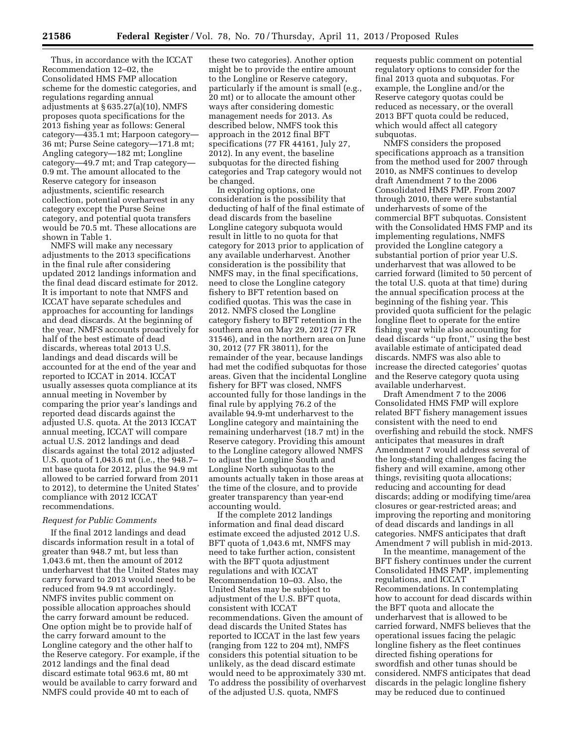Thus, in accordance with the ICCAT Recommendation 12–02, the Consolidated HMS FMP allocation scheme for the domestic categories, and regulations regarding annual adjustments at § 635.27(a)(10), NMFS proposes quota specifications for the 2013 fishing year as follows: General category—435.1 mt; Harpoon category—36 mt; Purse Seine category—171.8 mt; Angling category—182 mt; Longline category—49.7 mt; and Trap category—0.9 mt. The amount allocated to the Reserve category for inseason adjustments, scientific research collection, potential overharvest in any category except the Purse Seine category, and potential quota transfers would be 70.5 mt. These allocations are shown in Table 1.

NMFS will make any necessary adjustments to the 2013 specifications in the final rule after considering updated 2012 landings information and the final dead discard estimate for 2012. It is important to note that NMFS and ICCAT have separate schedules and approaches for accounting for landings and dead discards. At the beginning of the year, NMFS accounts proactively for half of the best estimate of dead discards, whereas total 2013 U.S. landings and dead discards will be accounted for at the end of the year and reported to ICCAT in 2014. ICCAT usually assesses quota compliance at its annual meeting in November by comparing the prior year's landings and reported dead discards against the adjusted U.S. quota. At the 2013 ICCAT annual meeting, ICCAT will compare actual U.S. 2012 landings and dead discards against the total 2012 adjusted U.S. quota of 1,043.6 mt (i.e., the 948.7–mt base quota for 2012, plus the 94.9 mt allowed to be carried forward from 2011 to 2012), to determine the United States' compliance with 2012 ICCAT recommendations.

### *Request for Public Comments*

If the final 2012 landings and dead discards information result in a total of greater than 948.7 mt, but less than 1,043.6 mt, then the amount of 2012 underharvest that the United States may carry forward to 2013 would need to be reduced from 94.9 mt accordingly. NMFS invites public comment on possible allocation approaches should the carry forward amount be reduced. One option might be to provide half of the carry forward amount to the Longline category and the other half to the Reserve category. For example, if the 2012 landings and the final dead discard estimate total 963.6 mt, 80 mt would be available to carry forward and NMFS could provide 40 mt to each of these two categories). Another option might be to provide the entire amount to the Longline or Reserve category, particularly if the amount is small (e.g., 20 mt) or to allocate the amount other ways after considering domestic management needs for 2013. As described below, NMFS took this approach in the 2012 final BFT specifications (77 FR 44161, July 27, 2012). In any event, the baseline subquotas for the directed fishing categories and Trap category would not be changed.

In exploring options, one consideration is the possibility that deducting of half of the final estimate of dead discards from the baseline Longline category subquota would result in little to no quota for that category for 2013 prior to application of any available underharvest. Another consideration is the possibility that NMFS may, in the final specifications, need to close the Longline category fishery to BFT retention based on codified quotas. This was the case in 2012. NMFS closed the Longline category fishery to BFT retention in the southern area on May 29, 2012 (77 FR 31546), and in the northern area on June 30, 2012 (77 FR 38011), for the remainder of the year, because landings had met the codified subquotas for those areas. Given that the incidental Longline fishery for BFT was closed, NMFS accounted fully for those landings in the final rule by applying 76.2 of the available 94.9-mt underharvest to the Longline category and maintaining the remaining underharvest (18.7 mt) in the Reserve category. Providing this amount to the Longline category allowed NMFS to adjust the Longline South and Longline North subquotas to the amounts actually taken in those areas at the time of the closure, and to provide greater transparency than year-end accounting would.

If the complete 2012 landings information and final dead discard estimate exceed the adjusted 2012 U.S. BFT quota of 1,043.6 mt, NMFS may need to take further action, consistent with the BFT quota adjustment regulations and with ICCAT Recommendation 10–03. Also, the United States may be subject to adjustment of the U.S. BFT quota, consistent with ICCAT recommendations. Given the amount of dead discards the United States has reported to ICCAT in the last few years (ranging from 122 to 204 mt), NMFS considers this potential situation to be unlikely, as the dead discard estimate would need to be approximately 330 mt. To address the possibility of overharvest of the adjusted U.S. quota, NMFS requests public comment on potential regulatory options to consider for the final 2013 quota and subquotas. For example, the Longline and/or the Reserve category quotas could be reduced as necessary, or the overall 2013 BFT quota could be reduced, which would affect all category subquotas.

NMFS considers the proposed specifications approach as a transition from the method used for 2007 through 2010, as NMFS continues to develop draft Amendment 7 to the 2006 Consolidated HMS FMP. From 2007 through 2010, there were substantial underharvests of some of the commercial BFT subquotas. Consistent with the Consolidated HMS FMP and its implementing regulations, NMFS provided the Longline category a substantial portion of prior year U.S. underharvest that was allowed to be carried forward (limited to 50 percent of the total U.S. quota at that time) during the annual specification process at the beginning of the fishing year. This provided quota sufficient for the pelagic longline fleet to operate for the entire fishing year while also accounting for dead discards "up front," using the best available estimate of anticipated dead discards. NMFS was also able to increase the directed categories' quotas and the Reserve category quota using available underharvest.

Draft Amendment 7 to the 2006 Consolidated HMS FMP will explore related BFT fishery management issues consistent with the need to end overfishing and rebuild the stock. NMFS anticipates that measures in draft Amendment 7 would address several of the long-standing challenges facing the fishery and will examine, among other things, revisiting quota allocations; reducing and accounting for dead discards; adding or modifying time/area closures or gear-restricted areas; and improving the reporting and monitoring of dead discards and landings in all categories. NMFS anticipates that draft Amendment 7 will publish in mid-2013.

In the meantime, management of the BFT fishery continues under the current Consolidated HMS FMP, implementing regulations, and ICCAT Recommendations. In contemplating how to account for dead discards within the BFT quota and allocate the underharvest that is allowed to be carried forward, NMFS believes that the operational issues facing the pelagic longline fishery as the fleet continues directed fishing operations for swordfish and other tunas should be considered. NMFS anticipates that dead discards in the pelagic longline fishery may be reduced due to continued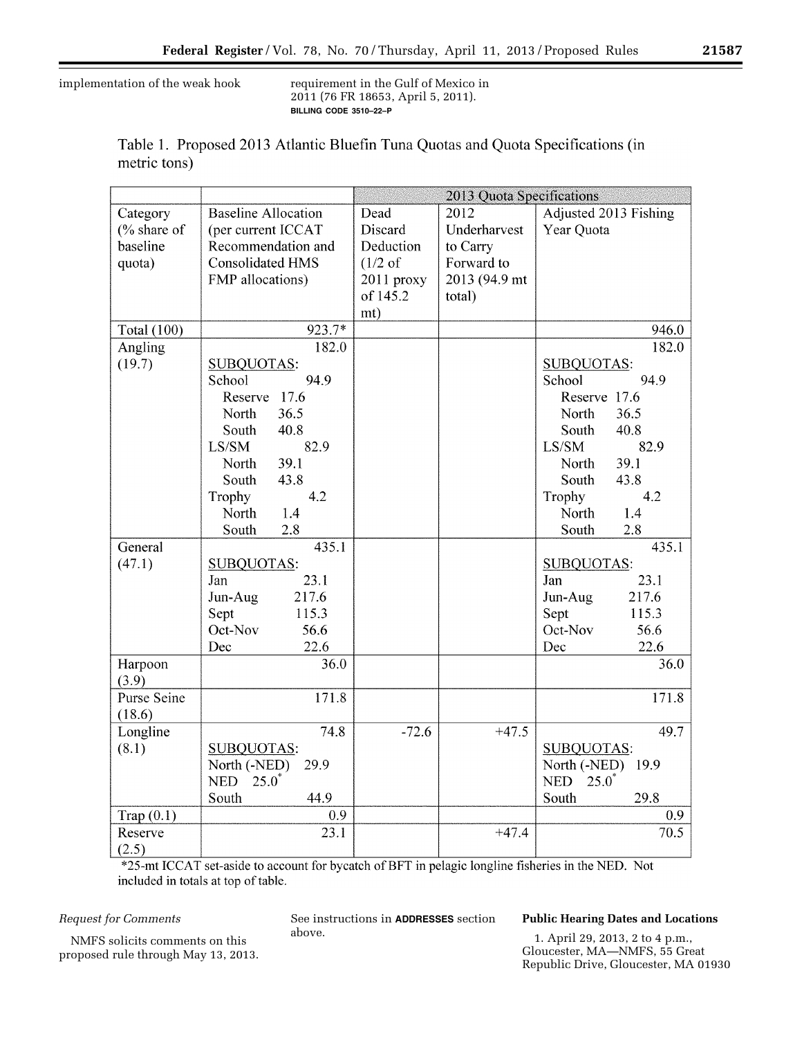implementation of the weak hook requirement in the Gulf of Mexico in 2011 (76 FR 18653, April 5, 2011).

BILLING CODE 3510–22–P

Table 1. Proposed 2013 Atlantic Bluefin Tuna Quotas and Quota Specifications (in metric tons)

| | | 2013 Quota Specifications | | |
|---|---|---|---|---|
| Category (% share of baseline quota) | Baseline Allocation (per current ICCAT Recommendation and Consolidated HMS FMP allocations) | Dead Discard Deduction (1/2 of 2011 proxy of 145.2 mt) | 2012 Underharvest to Carry Forward to 2013 (94.9 mt total) | Adjusted 2013 Fishing Year Quota |
| Total (100) | 923.7* | | | 946.0 |
| Angling (19.7) | 182.0<br>SUBQUOTAS:<br>School 94.9<br>Reserve 17.6<br>North 36.5<br>South 40.8<br>LS/SM 82.9<br>North 39.1<br>South 43.8<br>Trophy 4.2<br>North 1.4<br>South 2.8 | | | 182.0<br>SUBQUOTAS:<br>School 94.9<br>Reserve 17.6<br>North 36.5<br>South 40.8<br>LS/SM 82.9<br>North 39.1<br>South 43.8<br>Trophy 4.2<br>North 1.4<br>South 2.8 |
| General (47.1) | 435.1<br>SUBQUOTAS:<br>Jan 23.1<br>Jun-Aug 217.6<br>Sept 115.3<br>Oct-Nov 56.6<br>Dec 22.6 | | | 435.1<br>SUBQUOTAS:<br>Jan 23.1<br>Jun-Aug 217.6<br>Sept 115.3<br>Oct-Nov 56.6<br>Dec 22.6 |
| Harpoon (3.9) | 36.0 | | | 36.0 |
| Purse Seine (18.6) | 171.8 | | | 171.8 |
| Longline (8.1) | 74.8<br>SUBQUOTAS:<br>North (-NED) 29.9<br>NED 25.0*<br>South 44.9 | -72.6 | +47.5 | 49.7<br>SUBQUOTAS:<br>North (-NED) 19.9<br>NED 25.0*<br>South 29.8 |
| Trap (0.1) | 0.9 | | | 0.9 |
| Reserve (2.5) | 23.1 | | +47.4 | 70.5 |

*25-mt ICCAT set-aside to account for bycatch of BFT in pelagic longline fisheries in the NED. Not included in totals at top of table.

*Request for Comments*

NMFS solicits comments on this proposed rule through May 13, 2013. See instructions in **ADDRESSES** section above.

**Public Hearing Dates and Locations**

1. April 29, 2013, 2 to 4 p.m., Gloucester, MA—NMFS, 55 Great Republic Drive, Gloucester, MA 01930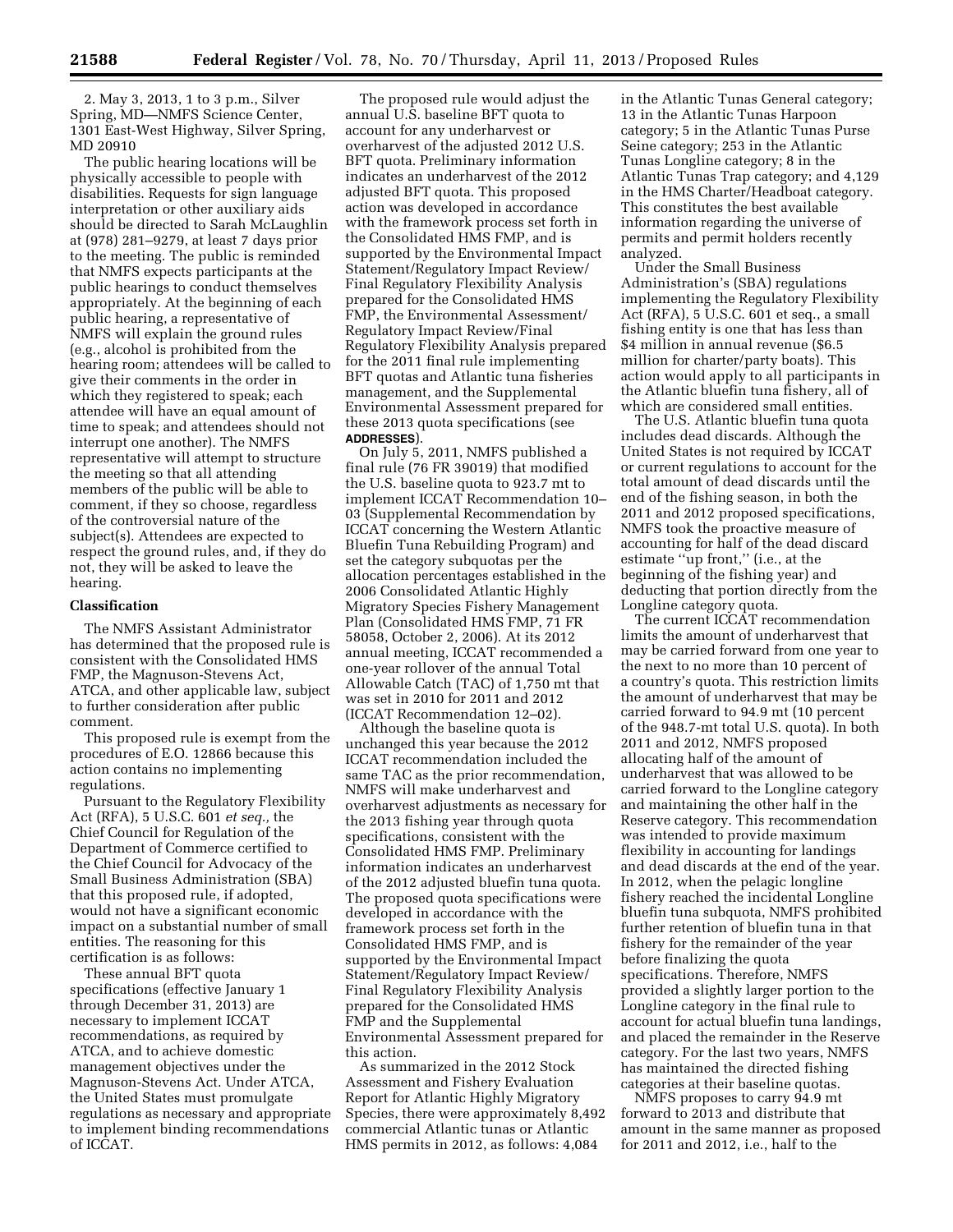2. May 3, 2013, 1 to 3 p.m., Silver Spring, MD—NMFS Science Center, 1301 East-West Highway, Silver Spring, MD 20910

The public hearing locations will be physically accessible to people with disabilities. Requests for sign language interpretation or other auxiliary aids should be directed to Sarah McLaughlin at (978) 281–9279, at least 7 days prior to the meeting. The public is reminded that NMFS expects participants at the public hearings to conduct themselves appropriately. At the beginning of each public hearing, a representative of NMFS will explain the ground rules (e.g., alcohol is prohibited from the hearing room; attendees will be called to give their comments in the order in which they registered to speak; each attendee will have an equal amount of time to speak; and attendees should not interrupt one another). The NMFS representative will attempt to structure the meeting so that all attending members of the public will be able to comment, if they so choose, regardless of the controversial nature of the subject(s). Attendees are expected to respect the ground rules, and, if they do not, they will be asked to leave the hearing.

## Classification

The NMFS Assistant Administrator has determined that the proposed rule is consistent with the Consolidated HMS FMP, the Magnuson-Stevens Act, ATCA, and other applicable law, subject to further consideration after public comment.

This proposed rule is exempt from the procedures of E.O. 12866 because this action contains no implementing regulations.

Pursuant to the Regulatory Flexibility Act (RFA), 5 U.S.C. 601 *et seq.,* the Chief Council for Regulation of the Department of Commerce certified to the Chief Council for Advocacy of the Small Business Administration (SBA) that this proposed rule, if adopted, would not have a significant economic impact on a substantial number of small entities. The reasoning for this certification is as follows:

These annual BFT quota specifications (effective January 1 through December 31, 2013) are necessary to implement ICCAT recommendations, as required by ATCA, and to achieve domestic management objectives under the Magnuson-Stevens Act. Under ATCA, the United States must promulgate regulations as necessary and appropriate to implement binding recommendations of ICCAT.

The proposed rule would adjust the annual U.S. baseline BFT quota to account for any underharvest or overharvest of the adjusted 2012 U.S. BFT quota. Preliminary information indicates an underharvest of the 2012 adjusted BFT quota. This proposed action was developed in accordance with the framework process set forth in the Consolidated HMS FMP, and is supported by the Environmental Impact Statement/Regulatory Impact Review/Final Regulatory Flexibility Analysis prepared for the Consolidated HMS FMP, the Environmental Assessment/Regulatory Impact Review/Final Regulatory Flexibility Analysis prepared for the 2011 final rule implementing BFT quotas and Atlantic tuna fisheries management, and the Supplemental Environmental Assessment prepared for these 2013 quota specifications (see **ADDRESSES**).

On July 5, 2011, NMFS published a final rule (76 FR 39019) that modified the U.S. baseline quota to 923.7 mt to implement ICCAT Recommendation 10–03 (Supplemental Recommendation by ICCAT concerning the Western Atlantic Bluefin Tuna Rebuilding Program) and set the category subquotas per the allocation percentages established in the 2006 Consolidated Atlantic Highly Migratory Species Fishery Management Plan (Consolidated HMS FMP, 71 FR 58058, October 2, 2006). At its 2012 annual meeting, ICCAT recommended a one-year rollover of the annual Total Allowable Catch (TAC) of 1,750 mt that was set in 2010 for 2011 and 2012 (ICCAT Recommendation 12–02).

Although the baseline quota is unchanged this year because the 2012 ICCAT recommendation included the same TAC as the prior recommendation, NMFS will make underharvest and overharvest adjustments as necessary for the 2013 fishing year through quota specifications, consistent with the Consolidated HMS FMP. Preliminary information indicates an underharvest of the 2012 adjusted bluefin tuna quota. The proposed quota specifications were developed in accordance with the framework process set forth in the Consolidated HMS FMP, and is supported by the Environmental Impact Statement/Regulatory Impact Review/Final Regulatory Flexibility Analysis prepared for the Consolidated HMS FMP and the Supplemental Environmental Assessment prepared for this action.

As summarized in the 2012 Stock Assessment and Fishery Evaluation Report for Atlantic Highly Migratory Species, there were approximately 8,492 commercial Atlantic tunas or Atlantic HMS permits in 2012, as follows: 4,084 in the Atlantic Tunas General category; 13 in the Atlantic Tunas Harpoon category; 5 in the Atlantic Tunas Purse Seine category; 253 in the Atlantic Tunas Longline category; 8 in the Atlantic Tunas Trap category; and 4,129 in the HMS Charter/Headboat category. This constitutes the best available information regarding the universe of permits and permit holders recently analyzed.

Under the Small Business Administration's (SBA) regulations implementing the Regulatory Flexibility Act (RFA), 5 U.S.C. 601 et seq., a small fishing entity is one that has less than $4 million in annual revenue ($6.5 million for charter/party boats). This action would apply to all participants in the Atlantic bluefin tuna fishery, all of which are considered small entities.

The U.S. Atlantic bluefin tuna quota includes dead discards. Although the United States is not required by ICCAT or current regulations to account for the total amount of dead discards until the end of the fishing season, in both the 2011 and 2012 proposed specifications, NMFS took the proactive measure of accounting for half of the dead discard estimate "up front," (i.e., at the beginning of the fishing year) and deducting that portion directly from the Longline category quota.

The current ICCAT recommendation limits the amount of underharvest that may be carried forward from one year to the next to no more than 10 percent of a country's quota. This restriction limits the amount of underharvest that may be carried forward to 94.9 mt (10 percent of the 948.7-mt total U.S. quota). In both 2011 and 2012, NMFS proposed allocating half of the amount of underharvest that was allowed to be carried forward to the Longline category and maintaining the other half in the Reserve category. This recommendation was intended to provide maximum flexibility in accounting for landings and dead discards at the end of the year. In 2012, when the pelagic longline fishery reached the incidental Longline bluefin tuna subquota, NMFS prohibited further retention of bluefin tuna in that fishery for the remainder of the year before finalizing the quota specifications. Therefore, NMFS provided a slightly larger portion to the Longline category in the final rule to account for actual bluefin tuna landings, and placed the remainder in the Reserve category. For the last two years, NMFS has maintained the directed fishing categories at their baseline quotas.

NMFS proposes to carry 94.9 mt forward to 2013 and distribute that amount in the same manner as proposed for 2011 and 2012, i.e., half to the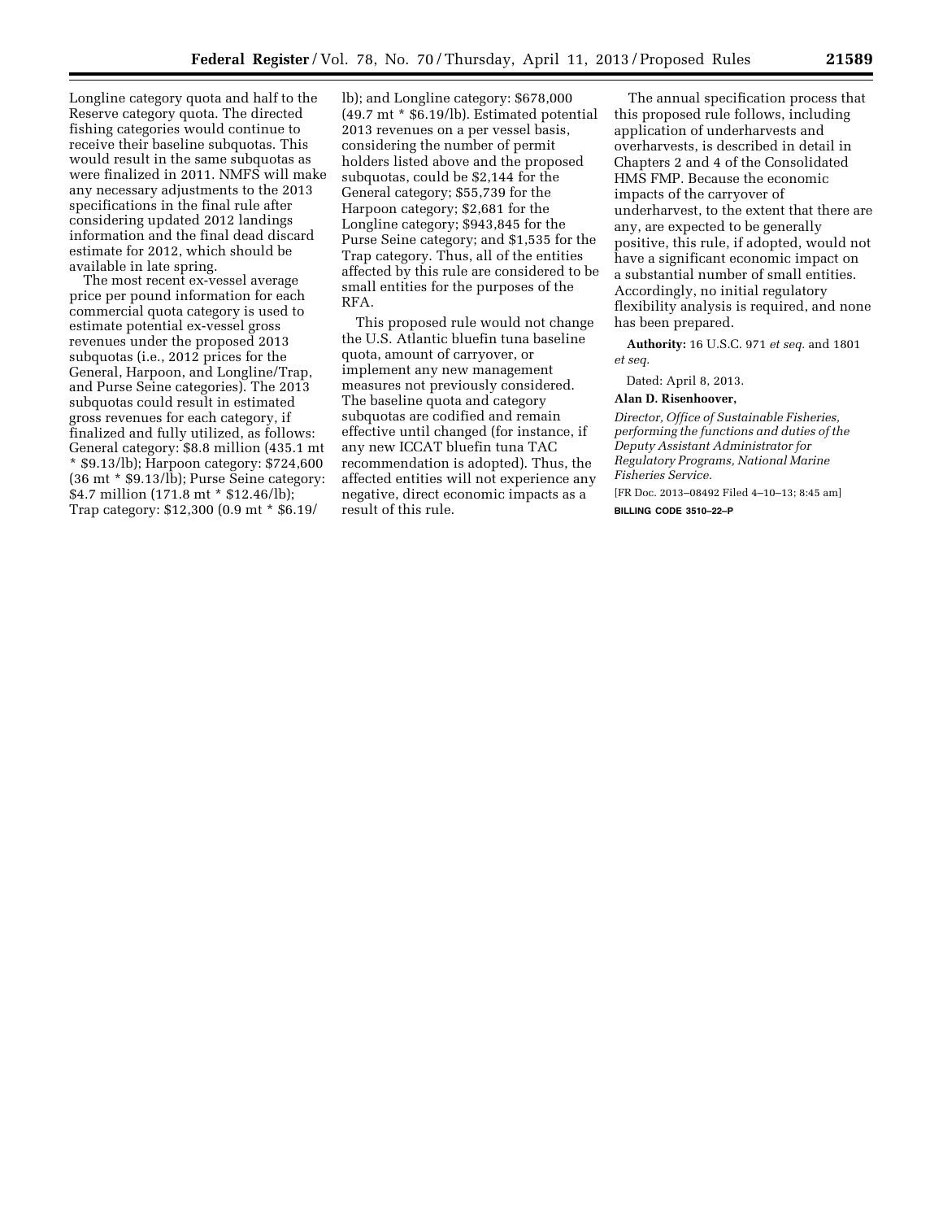Longline category quota and half to the Reserve category quota. The directed fishing categories would continue to receive their baseline subquotas. This would result in the same subquotas as were finalized in 2011. NMFS will make any necessary adjustments to the 2013 specifications in the final rule after considering updated 2012 landings information and the final dead discard estimate for 2012, which should be available in late spring.

The most recent ex-vessel average price per pound information for each commercial quota category is used to estimate potential ex-vessel gross revenues under the proposed 2013 subquotas (i.e., 2012 prices for the General, Harpoon, and Longline/Trap, and Purse Seine categories). The 2013 subquotas could result in estimated gross revenues for each category, if finalized and fully utilized, as follows: General category: $8.8 million (435.1 mt * $9.13/lb); Harpoon category: $724,600 (36 mt * $9.13/lb); Purse Seine category: $4.7 million (171.8 mt * $12.46/lb); Trap category: $12,300 (0.9 mt * $6.19/lb); and Longline category: $678,000 (49.7 mt * $6.19/lb). Estimated potential 2013 revenues on a per vessel basis, considering the number of permit holders listed above and the proposed subquotas, could be $2,144 for the General category; $55,739 for the Harpoon category; $2,681 for the Longline category; $943,845 for the Purse Seine category; and $1,535 for the Trap category. Thus, all of the entities affected by this rule are considered to be small entities for the purposes of the RFA.

This proposed rule would not change the U.S. Atlantic bluefin tuna baseline quota, amount of carryover, or implement any new management measures not previously considered. The baseline quota and category subquotas are codified and remain effective until changed (for instance, if any new ICCAT bluefin tuna TAC recommendation is adopted). Thus, the affected entities will not experience any negative, direct economic impacts as a result of this rule.

The annual specification process that this proposed rule follows, including application of underharvests and overharvests, is described in detail in Chapters 2 and 4 of the Consolidated HMS FMP. Because the economic impacts of the carryover of underharvest, to the extent that there are any, are expected to be generally positive, this rule, if adopted, would not have a significant economic impact on a substantial number of small entities. Accordingly, no initial regulatory flexibility analysis is required, and none has been prepared.

**Authority:** 16 U.S.C. 971 *et seq.* and 1801 *et seq.*

Dated: April 8, 2013.

**Alan D. Risenhoover,**

*Director, Office of Sustainable Fisheries, performing the functions and duties of the Deputy Assistant Administrator for Regulatory Programs, National Marine Fisheries Service.*

[FR Doc. 2013–08492 Filed 4–10–13; 8:45 am]

**BILLING CODE 3510–22–P**